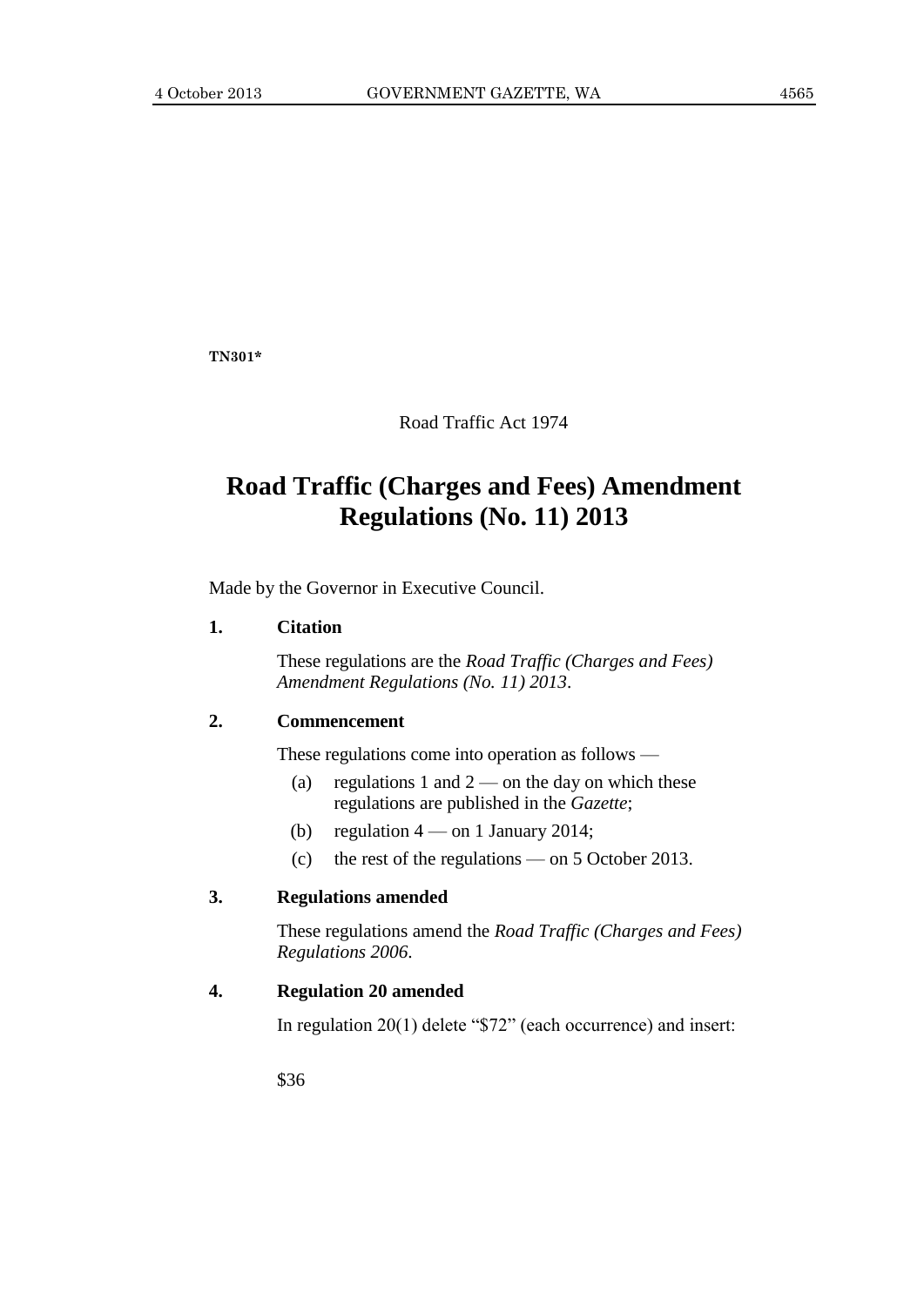TN301*

Road Traffic Act 1974

# Road Traffic (Charges and Fees) Amendment Regulations (No. 11) 2013

Made by the Governor in Executive Council.

**1. Citation**

These regulations are the *Road Traffic (Charges and Fees) Amendment Regulations (No. 11) 2013*.

**2. Commencement**

These regulations come into operation as follows —

(a) regulations 1 and 2 — on the day on which these regulations are published in the *Gazette*;

(b) regulation 4 — on 1 January 2014;

(c) the rest of the regulations — on 5 October 2013.

**3. Regulations amended**

These regulations amend the *Road Traffic (Charges and Fees) Regulations 2006*.

**4. Regulation 20 amended**

In regulation 20(1) delete "$72" (each occurrence) and insert:

$36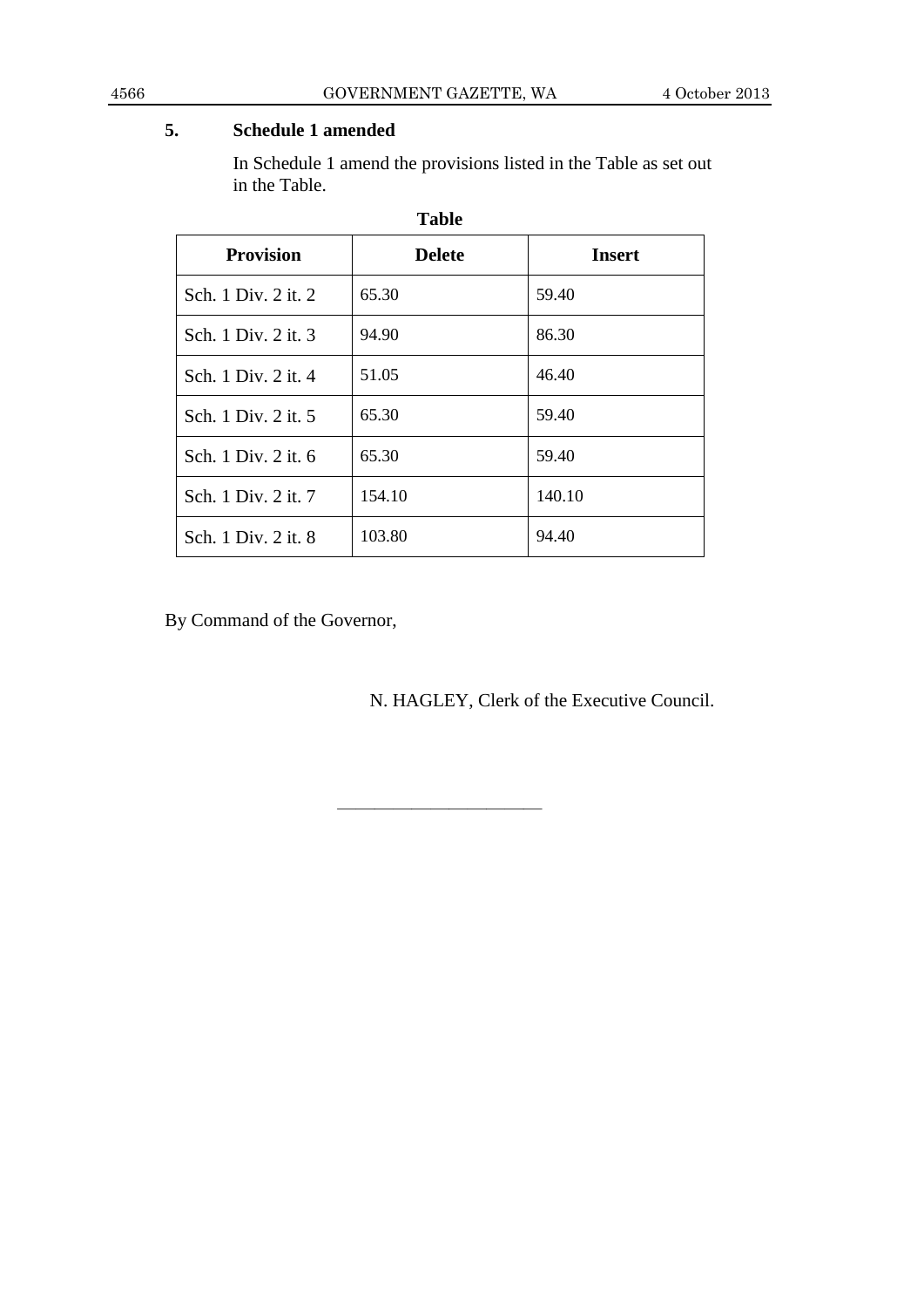**5. Schedule 1 amended**

In Schedule 1 amend the provisions listed in the Table as set out in the Table.

**Table**

| Provision | Delete | Insert |
|---|---|---|
| Sch. 1 Div. 2 it. 2 | 65.30 | 59.40 |
| Sch. 1 Div. 2 it. 3 | 94.90 | 86.30 |
| Sch. 1 Div. 2 it. 4 | 51.05 | 46.40 |
| Sch. 1 Div. 2 it. 5 | 65.30 | 59.40 |
| Sch. 1 Div. 2 it. 6 | 65.30 | 59.40 |
| Sch. 1 Div. 2 it. 7 | 154.10 | 140.10 |
| Sch. 1 Div. 2 it. 8 | 103.80 | 94.40 |

By Command of the Governor,

N. HAGLEY, Clerk of the Executive Council.

---